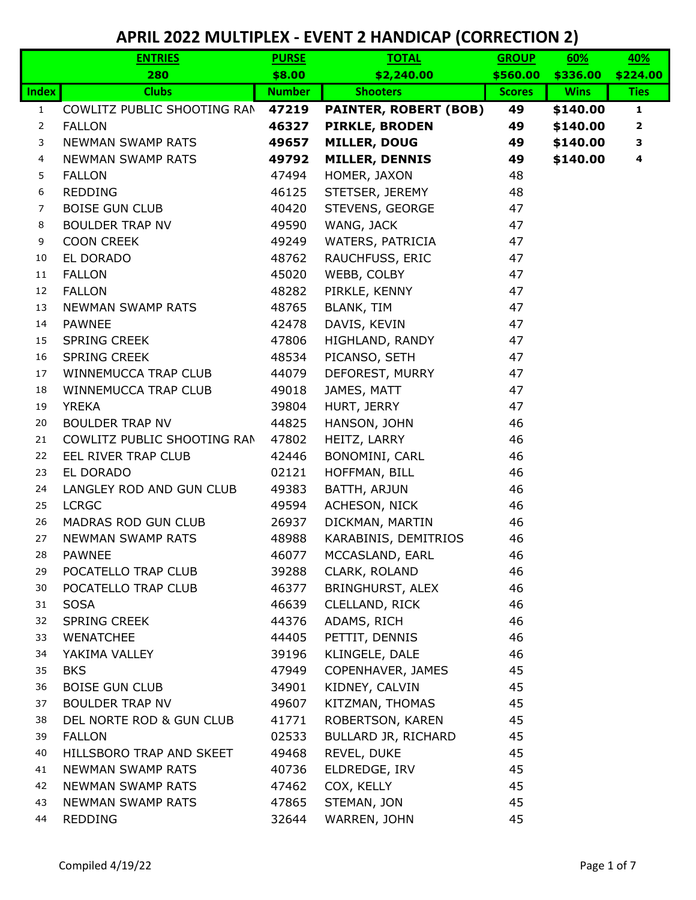# APRIL 2022 MULTIPLEX - EVENT 2 HANDICAP (CORRECTION 2)

| | ENTRIES | PURSE | TOTAL | GROUP | 60% | 40% |
|---|---|---|---|---|---|---|
| | 280 | $8.00 | $2,240.00 | $560.00 | $336.00 | $224.00 |
| **Index** | **Clubs** | **Number** | **Shooters** | **Scores** | **Wins** | **Ties** |
| 1 | COWLITZ PUBLIC SHOOTING RAN | **47219** | **PAINTER, ROBERT (BOB)** | **49** | **$140.00** | **1** |
| 2 | FALLON | **46327** | **PIRKLE, BRODEN** | **49** | **$140.00** | **2** |
| 3 | NEWMAN SWAMP RATS | **49657** | **MILLER, DOUG** | **49** | **$140.00** | **3** |
| 4 | NEWMAN SWAMP RATS | **49792** | **MILLER, DENNIS** | **49** | **$140.00** | **4** |
| 5 | FALLON | 47494 | HOMER, JAXON | 48 | | |
| 6 | REDDING | 46125 | STETSER, JEREMY | 48 | | |
| 7 | BOISE GUN CLUB | 40420 | STEVENS, GEORGE | 47 | | |
| 8 | BOULDER TRAP NV | 49590 | WANG, JACK | 47 | | |
| 9 | COON CREEK | 49249 | WATERS, PATRICIA | 47 | | |
| 10 | EL DORADO | 48762 | RAUCHFUSS, ERIC | 47 | | |
| 11 | FALLON | 45020 | WEBB, COLBY | 47 | | |
| 12 | FALLON | 48282 | PIRKLE, KENNY | 47 | | |
| 13 | NEWMAN SWAMP RATS | 48765 | BLANK, TIM | 47 | | |
| 14 | PAWNEE | 42478 | DAVIS, KEVIN | 47 | | |
| 15 | SPRING CREEK | 47806 | HIGHLAND, RANDY | 47 | | |
| 16 | SPRING CREEK | 48534 | PICANSO, SETH | 47 | | |
| 17 | WINNEMUCCA TRAP CLUB | 44079 | DEFOREST, MURRY | 47 | | |
| 18 | WINNEMUCCA TRAP CLUB | 49018 | JAMES, MATT | 47 | | |
| 19 | YREKA | 39804 | HURT, JERRY | 47 | | |
| 20 | BOULDER TRAP NV | 44825 | HANSON, JOHN | 46 | | |
| 21 | COWLITZ PUBLIC SHOOTING RAN | 47802 | HEITZ, LARRY | 46 | | |
| 22 | EEL RIVER TRAP CLUB | 42446 | BONOMINI, CARL | 46 | | |
| 23 | EL DORADO | 02121 | HOFFMAN, BILL | 46 | | |
| 24 | LANGLEY ROD AND GUN CLUB | 49383 | BATTH, ARJUN | 46 | | |
| 25 | LCRGC | 49594 | ACHESON, NICK | 46 | | |
| 26 | MADRAS ROD GUN CLUB | 26937 | DICKMAN, MARTIN | 46 | | |
| 27 | NEWMAN SWAMP RATS | 48988 | KARABINIS, DEMITRIOS | 46 | | |
| 28 | PAWNEE | 46077 | MCCASLAND, EARL | 46 | | |
| 29 | POCATELLO TRAP CLUB | 39288 | CLARK, ROLAND | 46 | | |
| 30 | POCATELLO TRAP CLUB | 46377 | BRINGHURST, ALEX | 46 | | |
| 31 | SOSA | 46639 | CLELLAND, RICK | 46 | | |
| 32 | SPRING CREEK | 44376 | ADAMS, RICH | 46 | | |
| 33 | WENATCHEE | 44405 | PETTIT, DENNIS | 46 | | |
| 34 | YAKIMA VALLEY | 39196 | KLINGELE, DALE | 46 | | |
| 35 | BKS | 47949 | COPENHAVER, JAMES | 45 | | |
| 36 | BOISE GUN CLUB | 34901 | KIDNEY, CALVIN | 45 | | |
| 37 | BOULDER TRAP NV | 49607 | KITZMAN, THOMAS | 45 | | |
| 38 | DEL NORTE ROD & GUN CLUB | 41771 | ROBERTSON, KAREN | 45 | | |
| 39 | FALLON | 02533 | BULLARD JR, RICHARD | 45 | | |
| 40 | HILLSBORO TRAP AND SKEET | 49468 | REVEL, DUKE | 45 | | |
| 41 | NEWMAN SWAMP RATS | 40736 | ELDREDGE, IRV | 45 | | |
| 42 | NEWMAN SWAMP RATS | 47462 | COX, KELLY | 45 | | |
| 43 | NEWMAN SWAMP RATS | 47865 | STEMAN, JON | 45 | | |
| 44 | REDDING | 32644 | WARREN, JOHN | 45 | | |

Compiled 4/19/22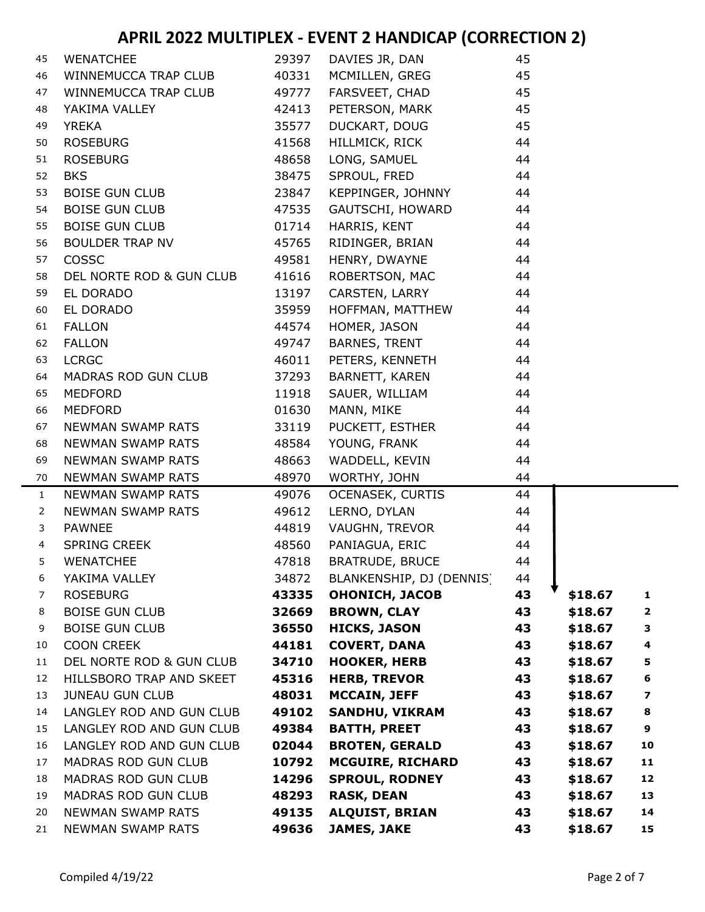# APRIL 2022 MULTIPLEX - EVENT 2 HANDICAP (CORRECTION 2)

| | Club | ID | Name | Score | Amount | Place |
|---|---|---|---|---|---|---|
| 45 | WENATCHEE | 29397 | DAVIES JR, DAN | 45 | | |
| 46 | WINNEMUCCA TRAP CLUB | 40331 | MCMILLEN, GREG | 45 | | |
| 47 | WINNEMUCCA TRAP CLUB | 49777 | FARSVEET, CHAD | 45 | | |
| 48 | YAKIMA VALLEY | 42413 | PETERSON, MARK | 45 | | |
| 49 | YREKA | 35577 | DUCKART, DOUG | 45 | | |
| 50 | ROSEBURG | 41568 | HILLMICK, RICK | 44 | | |
| 51 | ROSEBURG | 48658 | LONG, SAMUEL | 44 | | |
| 52 | BKS | 38475 | SPROUL, FRED | 44 | | |
| 53 | BOISE GUN CLUB | 23847 | KEPPINGER, JOHNNY | 44 | | |
| 54 | BOISE GUN CLUB | 47535 | GAUTSCHI, HOWARD | 44 | | |
| 55 | BOISE GUN CLUB | 01714 | HARRIS, KENT | 44 | | |
| 56 | BOULDER TRAP NV | 45765 | RIDINGER, BRIAN | 44 | | |
| 57 | COSSC | 49581 | HENRY, DWAYNE | 44 | | |
| 58 | DEL NORTE ROD & GUN CLUB | 41616 | ROBERTSON, MAC | 44 | | |
| 59 | EL DORADO | 13197 | CARSTEN, LARRY | 44 | | |
| 60 | EL DORADO | 35959 | HOFFMAN, MATTHEW | 44 | | |
| 61 | FALLON | 44574 | HOMER, JASON | 44 | | |
| 62 | FALLON | 49747 | BARNES, TRENT | 44 | | |
| 63 | LCRGC | 46011 | PETERS, KENNETH | 44 | | |
| 64 | MADRAS ROD GUN CLUB | 37293 | BARNETT, KAREN | 44 | | |
| 65 | MEDFORD | 11918 | SAUER, WILLIAM | 44 | | |
| 66 | MEDFORD | 01630 | MANN, MIKE | 44 | | |
| 67 | NEWMAN SWAMP RATS | 33119 | PUCKETT, ESTHER | 44 | | |
| 68 | NEWMAN SWAMP RATS | 48584 | YOUNG, FRANK | 44 | | |
| 69 | NEWMAN SWAMP RATS | 48663 | WADDELL, KEVIN | 44 | | |
| 70 | NEWMAN SWAMP RATS | 48970 | WORTHY, JOHN | 44 | | |
| 1 | NEWMAN SWAMP RATS | 49076 | OCENASEK, CURTIS | 44 | | |
| 2 | NEWMAN SWAMP RATS | 49612 | LERNO, DYLAN | 44 | | |
| 3 | PAWNEE | 44819 | VAUGHN, TREVOR | 44 | | |
| 4 | SPRING CREEK | 48560 | PANIAGUA, ERIC | 44 | | |
| 5 | WENATCHEE | 47818 | BRATRUDE, BRUCE | 44 | | |
| 6 | YAKIMA VALLEY | 34872 | BLANKENSHIP, DJ (DENNIS) | 44 | | |
| 7 | ROSEBURG | **43335** | **OHONICH, JACOB** | **43** | **$18.67** | **1** |
| 8 | BOISE GUN CLUB | **32669** | **BROWN, CLAY** | **43** | **$18.67** | **2** |
| 9 | BOISE GUN CLUB | **36550** | **HICKS, JASON** | **43** | **$18.67** | **3** |
| 10 | COON CREEK | **44181** | **COVERT, DANA** | **43** | **$18.67** | **4** |
| 11 | DEL NORTE ROD & GUN CLUB | **34710** | **HOOKER, HERB** | **43** | **$18.67** | **5** |
| 12 | HILLSBORO TRAP AND SKEET | **45316** | **HERB, TREVOR** | **43** | **$18.67** | **6** |
| 13 | JUNEAU GUN CLUB | **48031** | **MCCAIN, JEFF** | **43** | **$18.67** | **7** |
| 14 | LANGLEY ROD AND GUN CLUB | **49102** | **SANDHU, VIKRAM** | **43** | **$18.67** | **8** |
| 15 | LANGLEY ROD AND GUN CLUB | **49384** | **BATTH, PREET** | **43** | **$18.67** | **9** |
| 16 | LANGLEY ROD AND GUN CLUB | **02044** | **BROTEN, GERALD** | **43** | **$18.67** | **10** |
| 17 | MADRAS ROD GUN CLUB | **10792** | **MCGUIRE, RICHARD** | **43** | **$18.67** | **11** |
| 18 | MADRAS ROD GUN CLUB | **14296** | **SPROUL, RODNEY** | **43** | **$18.67** | **12** |
| 19 | MADRAS ROD GUN CLUB | **48293** | **RASK, DEAN** | **43** | **$18.67** | **13** |
| 20 | NEWMAN SWAMP RATS | **49135** | **ALQUIST, BRIAN** | **43** | **$18.67** | **14** |
| 21 | NEWMAN SWAMP RATS | **49636** | **JAMES, JAKE** | **43** | **$18.67** | **15** |

Compiled 4/19/22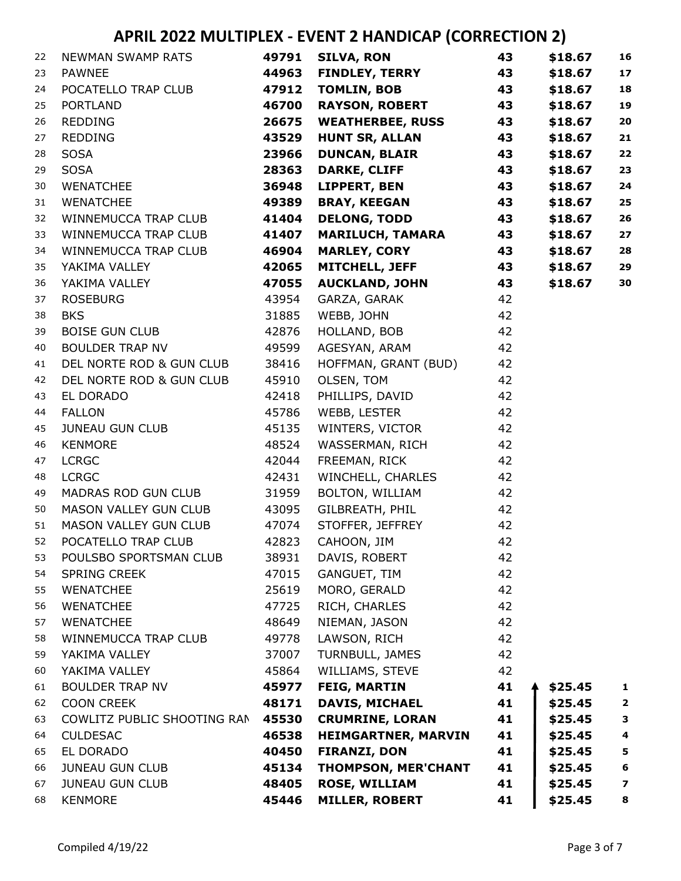# APRIL 2022 MULTIPLEX - EVENT 2 HANDICAP (CORRECTION 2)

| | | | | | | |
|---|---|---|---|---|---|---|
| 22 | NEWMAN SWAMP RATS | **49791** | **SILVA, RON** | **43** | **$18.67** | **16** |
| 23 | PAWNEE | **44963** | **FINDLEY, TERRY** | **43** | **$18.67** | **17** |
| 24 | POCATELLO TRAP CLUB | **47912** | **TOMLIN, BOB** | **43** | **$18.67** | **18** |
| 25 | PORTLAND | **46700** | **RAYSON, ROBERT** | **43** | **$18.67** | **19** |
| 26 | REDDING | **26675** | **WEATHERBEE, RUSS** | **43** | **$18.67** | **20** |
| 27 | REDDING | **43529** | **HUNT SR, ALLAN** | **43** | **$18.67** | **21** |
| 28 | SOSA | **23966** | **DUNCAN, BLAIR** | **43** | **$18.67** | **22** |
| 29 | SOSA | **28363** | **DARKE, CLIFF** | **43** | **$18.67** | **23** |
| 30 | WENATCHEE | **36948** | **LIPPERT, BEN** | **43** | **$18.67** | **24** |
| 31 | WENATCHEE | **49389** | **BRAY, KEEGAN** | **43** | **$18.67** | **25** |
| 32 | WINNEMUCCA TRAP CLUB | **41404** | **DELONG, TODD** | **43** | **$18.67** | **26** |
| 33 | WINNEMUCCA TRAP CLUB | **41407** | **MARILUCH, TAMARA** | **43** | **$18.67** | **27** |
| 34 | WINNEMUCCA TRAP CLUB | **46904** | **MARLEY, CORY** | **43** | **$18.67** | **28** |
| 35 | YAKIMA VALLEY | **42065** | **MITCHELL, JEFF** | **43** | **$18.67** | **29** |
| 36 | YAKIMA VALLEY | **47055** | **AUCKLAND, JOHN** | **43** | **$18.67** | **30** |
| 37 | ROSEBURG | 43954 | GARZA, GARAK | 42 | | |
| 38 | BKS | 31885 | WEBB, JOHN | 42 | | |
| 39 | BOISE GUN CLUB | 42876 | HOLLAND, BOB | 42 | | |
| 40 | BOULDER TRAP NV | 49599 | AGESYAN, ARAM | 42 | | |
| 41 | DEL NORTE ROD & GUN CLUB | 38416 | HOFFMAN, GRANT (BUD) | 42 | | |
| 42 | DEL NORTE ROD & GUN CLUB | 45910 | OLSEN, TOM | 42 | | |
| 43 | EL DORADO | 42418 | PHILLIPS, DAVID | 42 | | |
| 44 | FALLON | 45786 | WEBB, LESTER | 42 | | |
| 45 | JUNEAU GUN CLUB | 45135 | WINTERS, VICTOR | 42 | | |
| 46 | KENMORE | 48524 | WASSERMAN, RICH | 42 | | |
| 47 | LCRGC | 42044 | FREEMAN, RICK | 42 | | |
| 48 | LCRGC | 42431 | WINCHELL, CHARLES | 42 | | |
| 49 | MADRAS ROD GUN CLUB | 31959 | BOLTON, WILLIAM | 42 | | |
| 50 | MASON VALLEY GUN CLUB | 43095 | GILBREATH, PHIL | 42 | | |
| 51 | MASON VALLEY GUN CLUB | 47074 | STOFFER, JEFFREY | 42 | | |
| 52 | POCATELLO TRAP CLUB | 42823 | CAHOON, JIM | 42 | | |
| 53 | POULSBO SPORTSMAN CLUB | 38931 | DAVIS, ROBERT | 42 | | |
| 54 | SPRING CREEK | 47015 | GANGUET, TIM | 42 | | |
| 55 | WENATCHEE | 25619 | MORO, GERALD | 42 | | |
| 56 | WENATCHEE | 47725 | RICH, CHARLES | 42 | | |
| 57 | WENATCHEE | 48649 | NIEMAN, JASON | 42 | | |
| 58 | WINNEMUCCA TRAP CLUB | 49778 | LAWSON, RICH | 42 | | |
| 59 | YAKIMA VALLEY | 37007 | TURNBULL, JAMES | 42 | | |
| 60 | YAKIMA VALLEY | 45864 | WILLIAMS, STEVE | 42 | | |
| 61 | BOULDER TRAP NV | **45977** | **FEIG, MARTIN** | **41** | **$25.45** | **1** |
| 62 | COON CREEK | **48171** | **DAVIS, MICHAEL** | **41** | **$25.45** | **2** |
| 63 | COWLITZ PUBLIC SHOOTING RAN | **45530** | **CRUMRINE, LORAN** | **41** | **$25.45** | **3** |
| 64 | CULDESAC | **46538** | **HEIMGARTNER, MARVIN** | **41** | **$25.45** | **4** |
| 65 | EL DORADO | **40450** | **FIRANZI, DON** | **41** | **$25.45** | **5** |
| 66 | JUNEAU GUN CLUB | **45134** | **THOMPSON, MER'CHANT** | **41** | **$25.45** | **6** |
| 67 | JUNEAU GUN CLUB | **48405** | **ROSE, WILLIAM** | **41** | **$25.45** | **7** |
| 68 | KENMORE | **45446** | **MILLER, ROBERT** | **41** | **$25.45** | **8** |

Compiled 4/19/22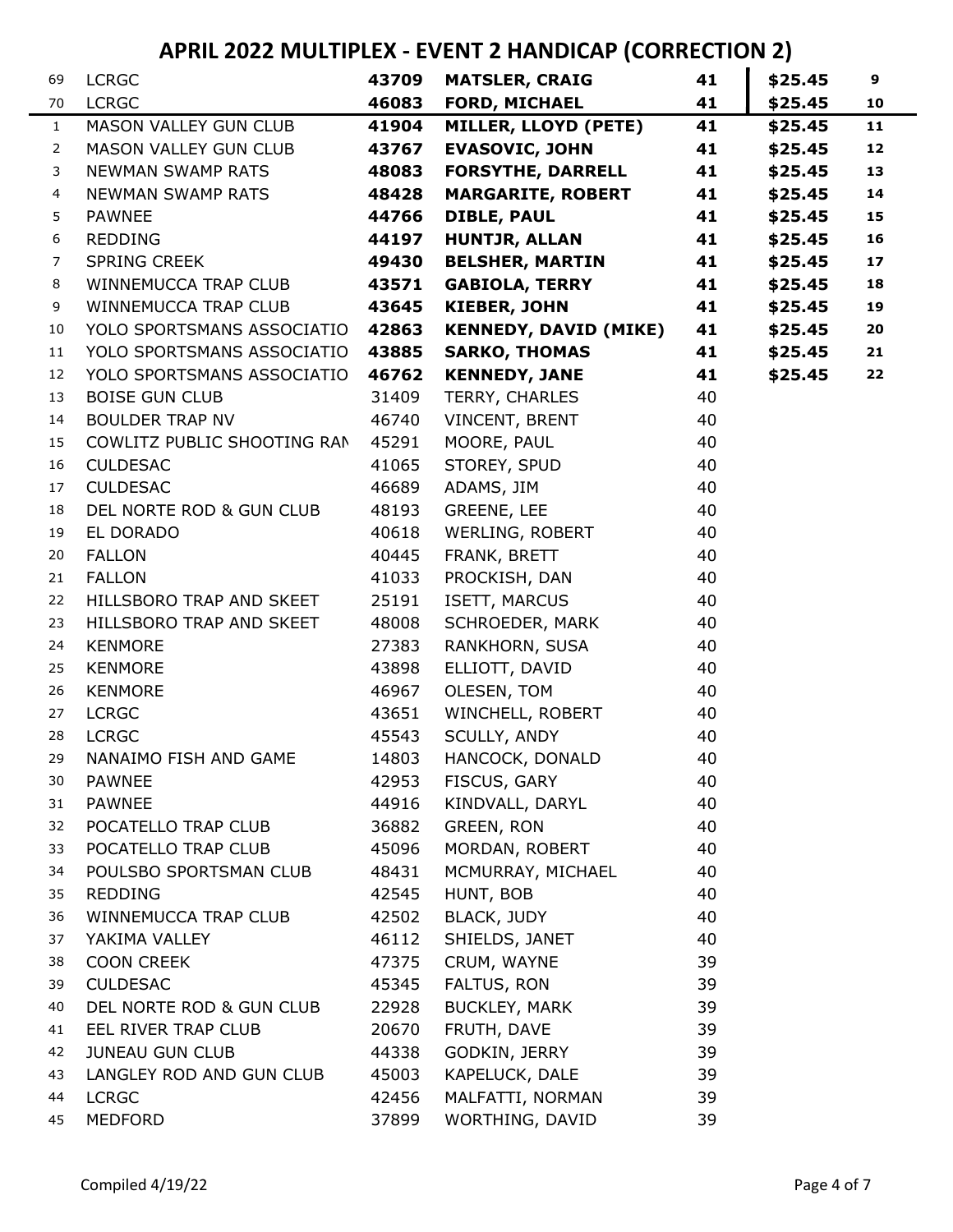# APRIL 2022 MULTIPLEX - EVENT 2 HANDICAP (CORRECTION 2)

| | | | | | | |
|---|---|---|---|---|---|---|
| 69 | LCRGC | **43709** | **MATSLER, CRAIG** | **41** | **$25.45** | **9** |
| 70 | LCRGC | **46083** | **FORD, MICHAEL** | **41** | **$25.45** | **10** |
| 1 | MASON VALLEY GUN CLUB | **41904** | **MILLER, LLOYD (PETE)** | **41** | **$25.45** | **11** |
| 2 | MASON VALLEY GUN CLUB | **43767** | **EVASOVIC, JOHN** | **41** | **$25.45** | **12** |
| 3 | NEWMAN SWAMP RATS | **48083** | **FORSYTHE, DARRELL** | **41** | **$25.45** | **13** |
| 4 | NEWMAN SWAMP RATS | **48428** | **MARGARITE, ROBERT** | **41** | **$25.45** | **14** |
| 5 | PAWNEE | **44766** | **DIBLE, PAUL** | **41** | **$25.45** | **15** |
| 6 | REDDING | **44197** | **HUNTJR, ALLAN** | **41** | **$25.45** | **16** |
| 7 | SPRING CREEK | **49430** | **BELSHER, MARTIN** | **41** | **$25.45** | **17** |
| 8 | WINNEMUCCA TRAP CLUB | **43571** | **GABIOLA, TERRY** | **41** | **$25.45** | **18** |
| 9 | WINNEMUCCA TRAP CLUB | **43645** | **KIEBER, JOHN** | **41** | **$25.45** | **19** |
| 10 | YOLO SPORTSMANS ASSOCIATIO | **42863** | **KENNEDY, DAVID (MIKE)** | **41** | **$25.45** | **20** |
| 11 | YOLO SPORTSMANS ASSOCIATIO | **43885** | **SARKO, THOMAS** | **41** | **$25.45** | **21** |
| 12 | YOLO SPORTSMANS ASSOCIATIO | **46762** | **KENNEDY, JANE** | **41** | **$25.45** | **22** |
| 13 | BOISE GUN CLUB | 31409 | TERRY, CHARLES | 40 | | |
| 14 | BOULDER TRAP NV | 46740 | VINCENT, BRENT | 40 | | |
| 15 | COWLITZ PUBLIC SHOOTING RAN | 45291 | MOORE, PAUL | 40 | | |
| 16 | CULDESAC | 41065 | STOREY, SPUD | 40 | | |
| 17 | CULDESAC | 46689 | ADAMS, JIM | 40 | | |
| 18 | DEL NORTE ROD & GUN CLUB | 48193 | GREENE, LEE | 40 | | |
| 19 | EL DORADO | 40618 | WERLING, ROBERT | 40 | | |
| 20 | FALLON | 40445 | FRANK, BRETT | 40 | | |
| 21 | FALLON | 41033 | PROCKISH, DAN | 40 | | |
| 22 | HILLSBORO TRAP AND SKEET | 25191 | ISETT, MARCUS | 40 | | |
| 23 | HILLSBORO TRAP AND SKEET | 48008 | SCHROEDER, MARK | 40 | | |
| 24 | KENMORE | 27383 | RANKHORN, SUSA | 40 | | |
| 25 | KENMORE | 43898 | ELLIOTT, DAVID | 40 | | |
| 26 | KENMORE | 46967 | OLESEN, TOM | 40 | | |
| 27 | LCRGC | 43651 | WINCHELL, ROBERT | 40 | | |
| 28 | LCRGC | 45543 | SCULLY, ANDY | 40 | | |
| 29 | NANAIMO FISH AND GAME | 14803 | HANCOCK, DONALD | 40 | | |
| 30 | PAWNEE | 42953 | FISCUS, GARY | 40 | | |
| 31 | PAWNEE | 44916 | KINDVALL, DARYL | 40 | | |
| 32 | POCATELLO TRAP CLUB | 36882 | GREEN, RON | 40 | | |
| 33 | POCATELLO TRAP CLUB | 45096 | MORDAN, ROBERT | 40 | | |
| 34 | POULSBO SPORTSMAN CLUB | 48431 | MCMURRAY, MICHAEL | 40 | | |
| 35 | REDDING | 42545 | HUNT, BOB | 40 | | |
| 36 | WINNEMUCCA TRAP CLUB | 42502 | BLACK, JUDY | 40 | | |
| 37 | YAKIMA VALLEY | 46112 | SHIELDS, JANET | 40 | | |
| 38 | COON CREEK | 47375 | CRUM, WAYNE | 39 | | |
| 39 | CULDESAC | 45345 | FALTUS, RON | 39 | | |
| 40 | DEL NORTE ROD & GUN CLUB | 22928 | BUCKLEY, MARK | 39 | | |
| 41 | EEL RIVER TRAP CLUB | 20670 | FRUTH, DAVE | 39 | | |
| 42 | JUNEAU GUN CLUB | 44338 | GODKIN, JERRY | 39 | | |
| 43 | LANGLEY ROD AND GUN CLUB | 45003 | KAPELUCK, DALE | 39 | | |
| 44 | LCRGC | 42456 | MALFATTI, NORMAN | 39 | | |
| 45 | MEDFORD | 37899 | WORTHING, DAVID | 39 | | |

Compiled 4/19/22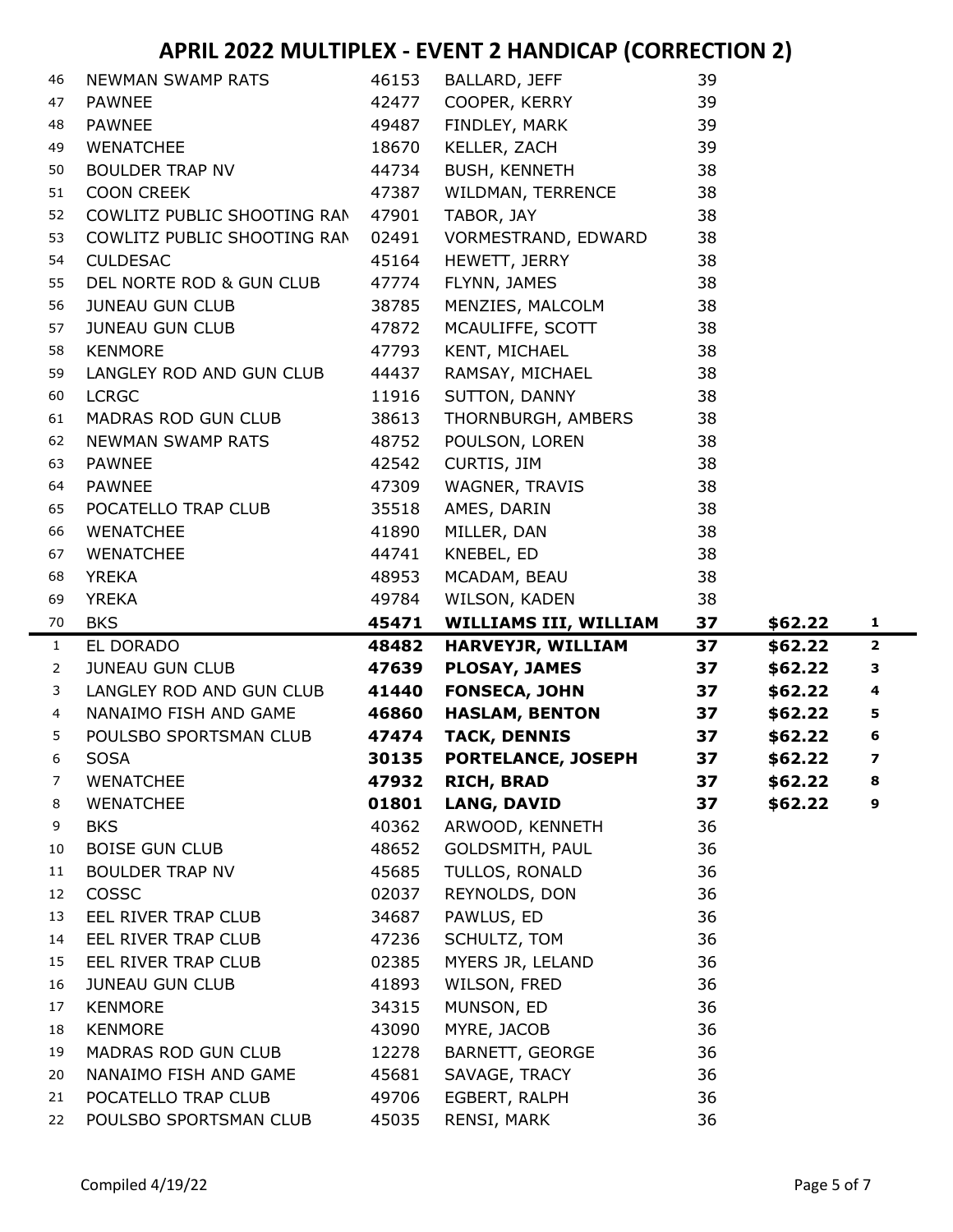# APRIL 2022 MULTIPLEX - EVENT 2 HANDICAP (CORRECTION 2)

| | | | | | | |
|---|---|---|---|---|---|---|
| 46 | NEWMAN SWAMP RATS | 46153 | BALLARD, JEFF | 39 | | |
| 47 | PAWNEE | 42477 | COOPER, KERRY | 39 | | |
| 48 | PAWNEE | 49487 | FINDLEY, MARK | 39 | | |
| 49 | WENATCHEE | 18670 | KELLER, ZACH | 39 | | |
| 50 | BOULDER TRAP NV | 44734 | BUSH, KENNETH | 38 | | |
| 51 | COON CREEK | 47387 | WILDMAN, TERRENCE | 38 | | |
| 52 | COWLITZ PUBLIC SHOOTING RAN | 47901 | TABOR, JAY | 38 | | |
| 53 | COWLITZ PUBLIC SHOOTING RAN | 02491 | VORMESTRAND, EDWARD | 38 | | |
| 54 | CULDESAC | 45164 | HEWETT, JERRY | 38 | | |
| 55 | DEL NORTE ROD & GUN CLUB | 47774 | FLYNN, JAMES | 38 | | |
| 56 | JUNEAU GUN CLUB | 38785 | MENZIES, MALCOLM | 38 | | |
| 57 | JUNEAU GUN CLUB | 47872 | MCAULIFFE, SCOTT | 38 | | |
| 58 | KENMORE | 47793 | KENT, MICHAEL | 38 | | |
| 59 | LANGLEY ROD AND GUN CLUB | 44437 | RAMSAY, MICHAEL | 38 | | |
| 60 | LCRGC | 11916 | SUTTON, DANNY | 38 | | |
| 61 | MADRAS ROD GUN CLUB | 38613 | THORNBURGH, AMBERS | 38 | | |
| 62 | NEWMAN SWAMP RATS | 48752 | POULSON, LOREN | 38 | | |
| 63 | PAWNEE | 42542 | CURTIS, JIM | 38 | | |
| 64 | PAWNEE | 47309 | WAGNER, TRAVIS | 38 | | |
| 65 | POCATELLO TRAP CLUB | 35518 | AMES, DARIN | 38 | | |
| 66 | WENATCHEE | 41890 | MILLER, DAN | 38 | | |
| 67 | WENATCHEE | 44741 | KNEBEL, ED | 38 | | |
| 68 | YREKA | 48953 | MCADAM, BEAU | 38 | | |
| 69 | YREKA | 49784 | WILSON, KADEN | 38 | | |
| 70 | BKS | **45471** | **WILLIAMS III, WILLIAM** | **37** | **$62.22** | **1** |
| 1 | EL DORADO | **48482** | **HARVEYJR, WILLIAM** | **37** | **$62.22** | **2** |
| 2 | JUNEAU GUN CLUB | **47639** | **PLOSAY, JAMES** | **37** | **$62.22** | **3** |
| 3 | LANGLEY ROD AND GUN CLUB | **41440** | **FONSECA, JOHN** | **37** | **$62.22** | **4** |
| 4 | NANAIMO FISH AND GAME | **46860** | **HASLAM, BENTON** | **37** | **$62.22** | **5** |
| 5 | POULSBO SPORTSMAN CLUB | **47474** | **TACK, DENNIS** | **37** | **$62.22** | **6** |
| 6 | SOSA | **30135** | **PORTELANCE, JOSEPH** | **37** | **$62.22** | **7** |
| 7 | WENATCHEE | **47932** | **RICH, BRAD** | **37** | **$62.22** | **8** |
| 8 | WENATCHEE | **01801** | **LANG, DAVID** | **37** | **$62.22** | **9** |
| 9 | BKS | 40362 | ARWOOD, KENNETH | 36 | | |
| 10 | BOISE GUN CLUB | 48652 | GOLDSMITH, PAUL | 36 | | |
| 11 | BOULDER TRAP NV | 45685 | TULLOS, RONALD | 36 | | |
| 12 | COSSC | 02037 | REYNOLDS, DON | 36 | | |
| 13 | EEL RIVER TRAP CLUB | 34687 | PAWLUS, ED | 36 | | |
| 14 | EEL RIVER TRAP CLUB | 47236 | SCHULTZ, TOM | 36 | | |
| 15 | EEL RIVER TRAP CLUB | 02385 | MYERS JR, LELAND | 36 | | |
| 16 | JUNEAU GUN CLUB | 41893 | WILSON, FRED | 36 | | |
| 17 | KENMORE | 34315 | MUNSON, ED | 36 | | |
| 18 | KENMORE | 43090 | MYRE, JACOB | 36 | | |
| 19 | MADRAS ROD GUN CLUB | 12278 | BARNETT, GEORGE | 36 | | |
| 20 | NANAIMO FISH AND GAME | 45681 | SAVAGE, TRACY | 36 | | |
| 21 | POCATELLO TRAP CLUB | 49706 | EGBERT, RALPH | 36 | | |
| 22 | POULSBO SPORTSMAN CLUB | 45035 | RENSI, MARK | 36 | | |

Compiled 4/19/22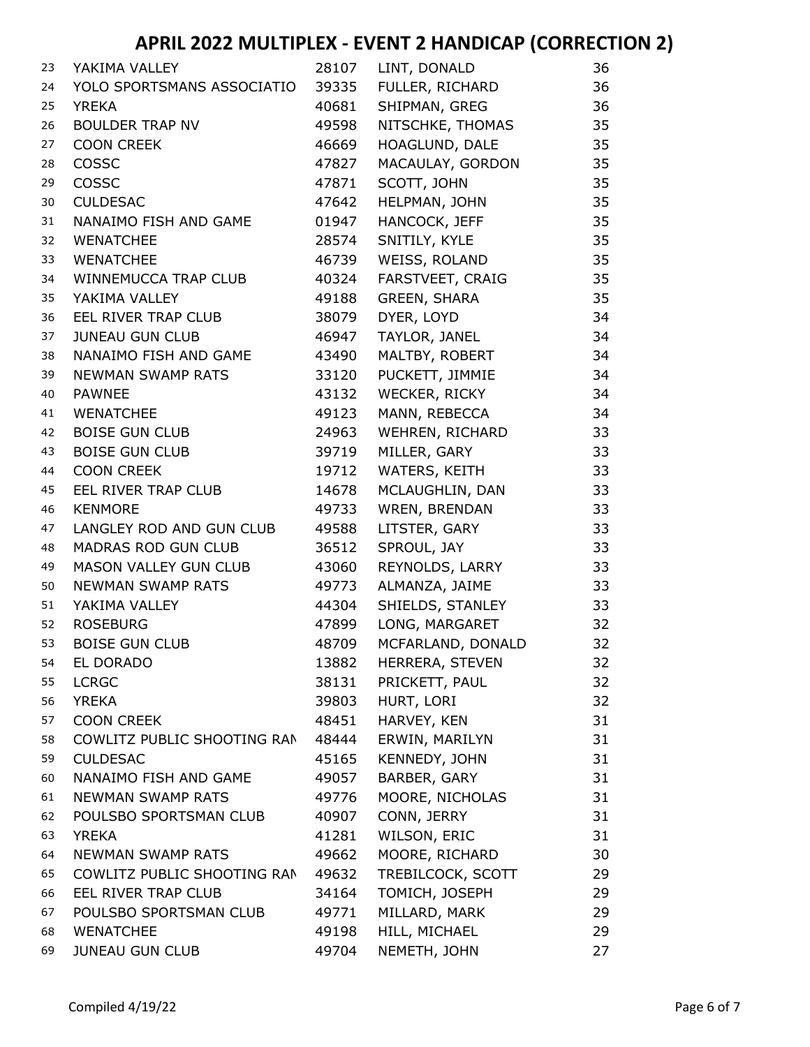# APRIL 2022 MULTIPLEX - EVENT 2 HANDICAP (CORRECTION 2)

| | | | | |
|---|---|---|---|---|
| 23 | YAKIMA VALLEY | 28107 | LINT, DONALD | 36 |
| 24 | YOLO SPORTSMANS ASSOCIATIO | 39335 | FULLER, RICHARD | 36 |
| 25 | YREKA | 40681 | SHIPMAN, GREG | 36 |
| 26 | BOULDER TRAP NV | 49598 | NITSCHKE, THOMAS | 35 |
| 27 | COON CREEK | 46669 | HOAGLUND, DALE | 35 |
| 28 | COSSC | 47827 | MACAULAY, GORDON | 35 |
| 29 | COSSC | 47871 | SCOTT, JOHN | 35 |
| 30 | CULDESAC | 47642 | HELPMAN, JOHN | 35 |
| 31 | NANAIMO FISH AND GAME | 01947 | HANCOCK, JEFF | 35 |
| 32 | WENATCHEE | 28574 | SNITILY, KYLE | 35 |
| 33 | WENATCHEE | 46739 | WEISS, ROLAND | 35 |
| 34 | WINNEMUCCA TRAP CLUB | 40324 | FARSTVEET, CRAIG | 35 |
| 35 | YAKIMA VALLEY | 49188 | GREEN, SHARA | 35 |
| 36 | EEL RIVER TRAP CLUB | 38079 | DYER, LOYD | 34 |
| 37 | JUNEAU GUN CLUB | 46947 | TAYLOR, JANEL | 34 |
| 38 | NANAIMO FISH AND GAME | 43490 | MALTBY, ROBERT | 34 |
| 39 | NEWMAN SWAMP RATS | 33120 | PUCKETT, JIMMIE | 34 |
| 40 | PAWNEE | 43132 | WECKER, RICKY | 34 |
| 41 | WENATCHEE | 49123 | MANN, REBECCA | 34 |
| 42 | BOISE GUN CLUB | 24963 | WEHREN, RICHARD | 33 |
| 43 | BOISE GUN CLUB | 39719 | MILLER, GARY | 33 |
| 44 | COON CREEK | 19712 | WATERS, KEITH | 33 |
| 45 | EEL RIVER TRAP CLUB | 14678 | MCLAUGHLIN, DAN | 33 |
| 46 | KENMORE | 49733 | WREN, BRENDAN | 33 |
| 47 | LANGLEY ROD AND GUN CLUB | 49588 | LITSTER, GARY | 33 |
| 48 | MADRAS ROD GUN CLUB | 36512 | SPROUL, JAY | 33 |
| 49 | MASON VALLEY GUN CLUB | 43060 | REYNOLDS, LARRY | 33 |
| 50 | NEWMAN SWAMP RATS | 49773 | ALMANZA, JAIME | 33 |
| 51 | YAKIMA VALLEY | 44304 | SHIELDS, STANLEY | 33 |
| 52 | ROSEBURG | 47899 | LONG, MARGARET | 32 |
| 53 | BOISE GUN CLUB | 48709 | MCFARLAND, DONALD | 32 |
| 54 | EL DORADO | 13882 | HERRERA, STEVEN | 32 |
| 55 | LCRGC | 38131 | PRICKETT, PAUL | 32 |
| 56 | YREKA | 39803 | HURT, LORI | 32 |
| 57 | COON CREEK | 48451 | HARVEY, KEN | 31 |
| 58 | COWLITZ PUBLIC SHOOTING RAN | 48444 | ERWIN, MARILYN | 31 |
| 59 | CULDESAC | 45165 | KENNEDY, JOHN | 31 |
| 60 | NANAIMO FISH AND GAME | 49057 | BARBER, GARY | 31 |
| 61 | NEWMAN SWAMP RATS | 49776 | MOORE, NICHOLAS | 31 |
| 62 | POULSBO SPORTSMAN CLUB | 40907 | CONN, JERRY | 31 |
| 63 | YREKA | 41281 | WILSON, ERIC | 31 |
| 64 | NEWMAN SWAMP RATS | 49662 | MOORE, RICHARD | 30 |
| 65 | COWLITZ PUBLIC SHOOTING RAN | 49632 | TREBILCOCK, SCOTT | 29 |
| 66 | EEL RIVER TRAP CLUB | 34164 | TOMICH, JOSEPH | 29 |
| 67 | POULSBO SPORTSMAN CLUB | 49771 | MILLARD, MARK | 29 |
| 68 | WENATCHEE | 49198 | HILL, MICHAEL | 29 |
| 69 | JUNEAU GUN CLUB | 49704 | NEMETH, JOHN | 27 |

Compiled 4/19/22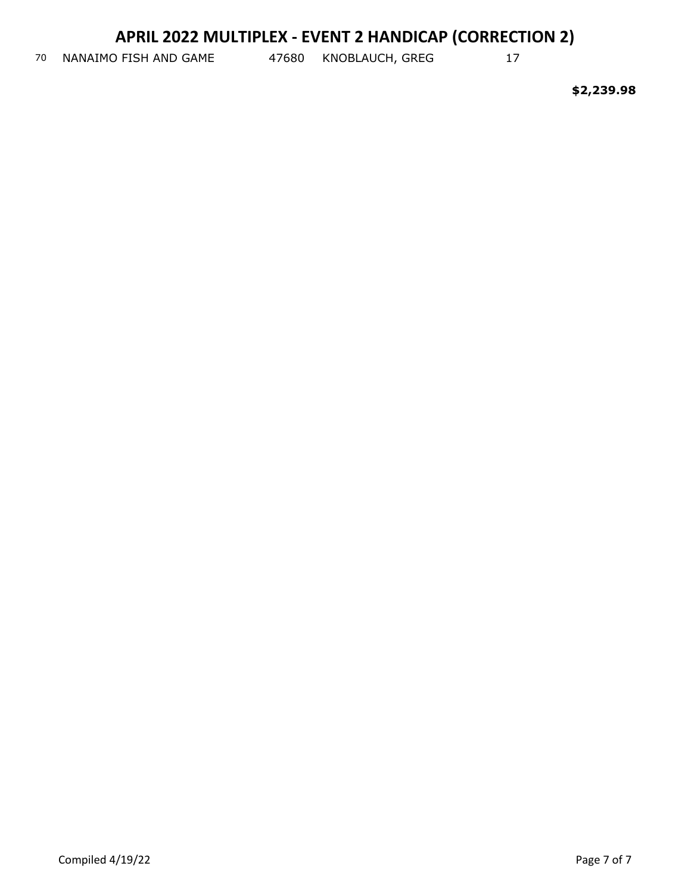# APRIL 2022 MULTIPLEX - EVENT 2 HANDICAP (CORRECTION 2)

| | | | | |
|---|---|---|---|---|
| 70 | NANAIMO FISH AND GAME | 47680 | KNOBLAUCH, GREG | 17 |

**$2,239.98**

Compiled 4/19/22